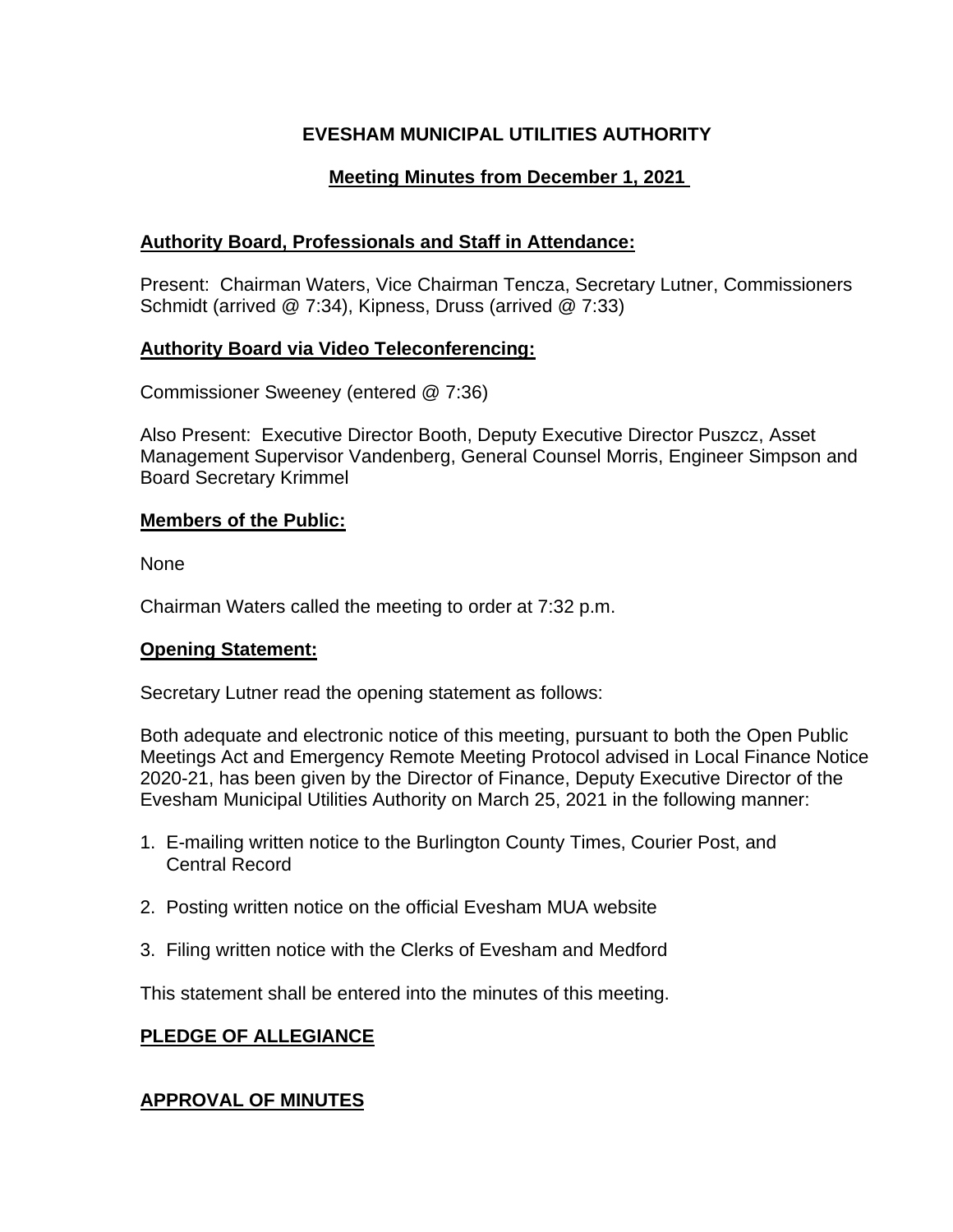# EVESHAM MUNICIPAL UTILITIES AUTHORITY

## Meeting Minutes from December 1, 2021

### Authority Board, Professionals and Staff in Attendance:

Present: Chairman Waters, Vice Chairman Tencza, Secretary Lutner, Commissioners Schmidt (arrived @ 7:34), Kipness, Druss (arrived @ 7:33)

### Authority Board via Video Teleconferencing:

Commissioner Sweeney (entered @ 7:36)

Also Present: Executive Director Booth, Deputy Executive Director Puszcz, Asset Management Supervisor Vandenberg, General Counsel Morris, Engineer Simpson and Board Secretary Krimmel

### Members of the Public:

None

Chairman Waters called the meeting to order at 7:32 p.m.

### Opening Statement:

Secretary Lutner read the opening statement as follows:

Both adequate and electronic notice of this meeting, pursuant to both the Open Public Meetings Act and Emergency Remote Meeting Protocol advised in Local Finance Notice 2020-21, has been given by the Director of Finance, Deputy Executive Director of the Evesham Municipal Utilities Authority on March 25, 2021 in the following manner:

1. E-mailing written notice to the Burlington County Times, Courier Post, and Central Record
2. Posting written notice on the official Evesham MUA website
3. Filing written notice with the Clerks of Evesham and Medford

This statement shall be entered into the minutes of this meeting.

### PLEDGE OF ALLEGIANCE

### APPROVAL OF MINUTES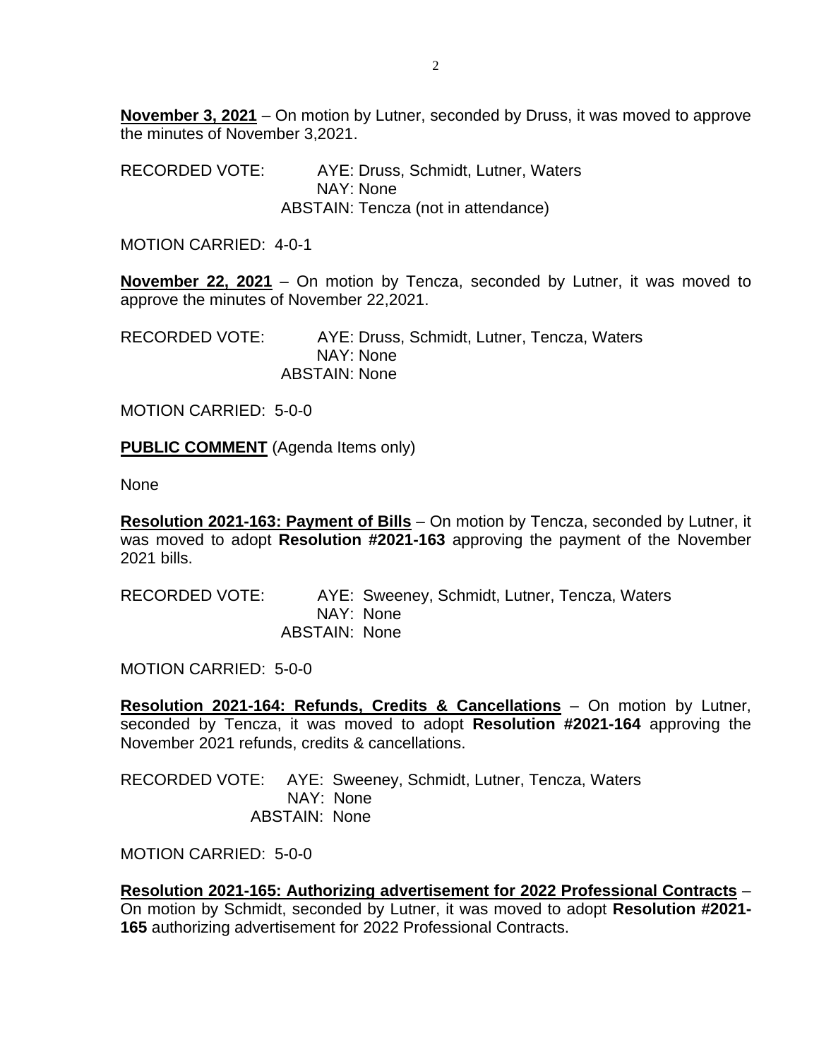**November 3, 2021** – On motion by Lutner, seconded by Druss, it was moved to approve the minutes of November 3,2021.

RECORDED VOTE: AYE: Druss, Schmidt, Lutner, Waters
NAY: None
ABSTAIN: Tencza (not in attendance)

MOTION CARRIED: 4-0-1

**November 22, 2021** – On motion by Tencza, seconded by Lutner, it was moved to approve the minutes of November 22,2021.

RECORDED VOTE: AYE: Druss, Schmidt, Lutner, Tencza, Waters
NAY: None
ABSTAIN: None

MOTION CARRIED: 5-0-0

**PUBLIC COMMENT** (Agenda Items only)

None

**Resolution 2021-163: Payment of Bills** – On motion by Tencza, seconded by Lutner, it was moved to adopt **Resolution #2021-163** approving the payment of the November 2021 bills.

RECORDED VOTE: AYE: Sweeney, Schmidt, Lutner, Tencza, Waters
NAY: None
ABSTAIN: None

MOTION CARRIED: 5-0-0

**Resolution 2021-164: Refunds, Credits & Cancellations** – On motion by Lutner, seconded by Tencza, it was moved to adopt **Resolution #2021-164** approving the November 2021 refunds, credits & cancellations.

RECORDED VOTE: AYE: Sweeney, Schmidt, Lutner, Tencza, Waters
NAY: None
ABSTAIN: None

MOTION CARRIED: 5-0-0

**Resolution 2021-165: Authorizing advertisement for 2022 Professional Contracts** – On motion by Schmidt, seconded by Lutner, it was moved to adopt **Resolution #2021-165** authorizing advertisement for 2022 Professional Contracts.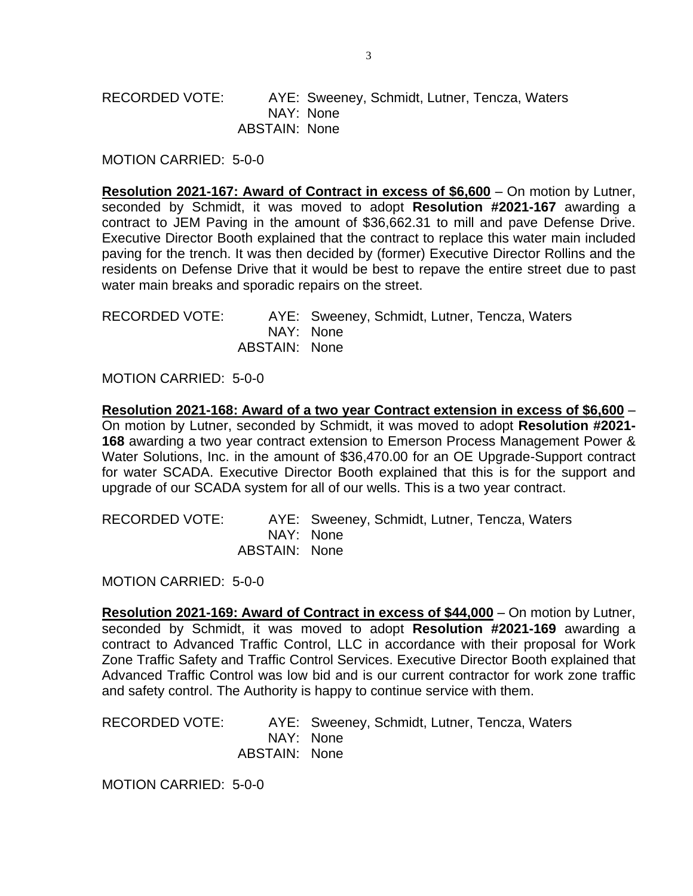RECORDED VOTE: AYE: Sweeney, Schmidt, Lutner, Tencza, Waters
NAY: None
ABSTAIN: None

MOTION CARRIED: 5-0-0

**Resolution 2021-167: Award of Contract in excess of $6,600** – On motion by Lutner, seconded by Schmidt, it was moved to adopt **Resolution #2021-167** awarding a contract to JEM Paving in the amount of $36,662.31 to mill and pave Defense Drive. Executive Director Booth explained that the contract to replace this water main included paving for the trench. It was then decided by (former) Executive Director Rollins and the residents on Defense Drive that it would be best to repave the entire street due to past water main breaks and sporadic repairs on the street.

RECORDED VOTE: AYE: Sweeney, Schmidt, Lutner, Tencza, Waters
NAY: None
ABSTAIN: None

MOTION CARRIED: 5-0-0

**Resolution 2021-168: Award of a two year Contract extension in excess of $6,600** – On motion by Lutner, seconded by Schmidt, it was moved to adopt **Resolution #2021-168** awarding a two year contract extension to Emerson Process Management Power & Water Solutions, Inc. in the amount of $36,470.00 for an OE Upgrade-Support contract for water SCADA. Executive Director Booth explained that this is for the support and upgrade of our SCADA system for all of our wells. This is a two year contract.

RECORDED VOTE: AYE: Sweeney, Schmidt, Lutner, Tencza, Waters
NAY: None
ABSTAIN: None

MOTION CARRIED: 5-0-0

**Resolution 2021-169: Award of Contract in excess of $44,000** – On motion by Lutner, seconded by Schmidt, it was moved to adopt **Resolution #2021-169** awarding a contract to Advanced Traffic Control, LLC in accordance with their proposal for Work Zone Traffic Safety and Traffic Control Services. Executive Director Booth explained that Advanced Traffic Control was low bid and is our current contractor for work zone traffic and safety control. The Authority is happy to continue service with them.

RECORDED VOTE: AYE: Sweeney, Schmidt, Lutner, Tencza, Waters
NAY: None
ABSTAIN: None

MOTION CARRIED: 5-0-0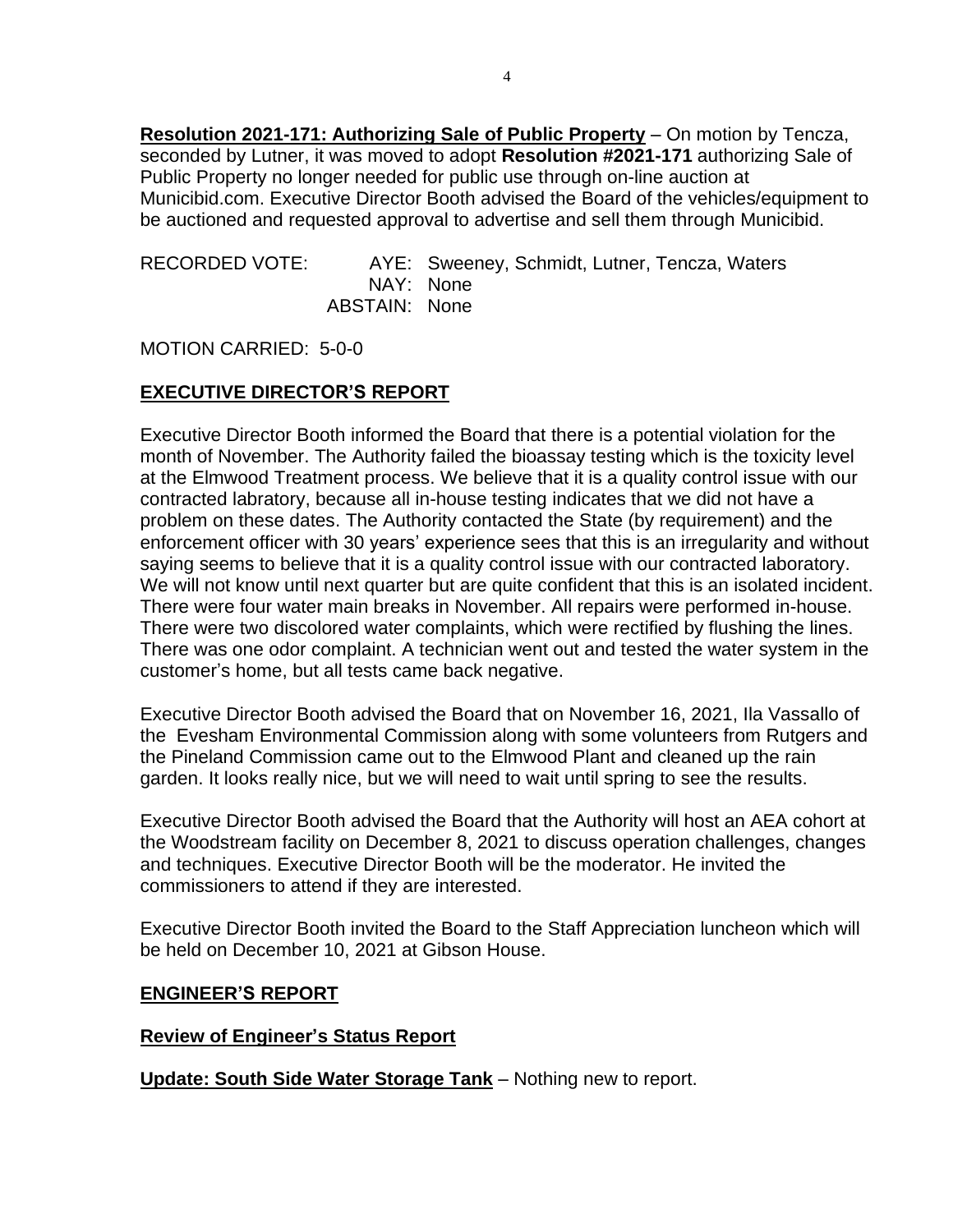**Resolution 2021-171: Authorizing Sale of Public Property** – On motion by Tencza, seconded by Lutner, it was moved to adopt **Resolution #2021-171** authorizing Sale of Public Property no longer needed for public use through on-line auction at Municibid.com. Executive Director Booth advised the Board of the vehicles/equipment to be auctioned and requested approval to advertise and sell them through Municibid.

RECORDED VOTE: AYE: Sweeney, Schmidt, Lutner, Tencza, Waters
NAY: None
ABSTAIN: None

MOTION CARRIED: 5-0-0

**EXECUTIVE DIRECTOR'S REPORT**

Executive Director Booth informed the Board that there is a potential violation for the month of November. The Authority failed the bioassay testing which is the toxicity level at the Elmwood Treatment process. We believe that it is a quality control issue with our contracted labratory, because all in-house testing indicates that we did not have a problem on these dates. The Authority contacted the State (by requirement) and the enforcement officer with 30 years' experience sees that this is an irregularity and without saying seems to believe that it is a quality control issue with our contracted laboratory. We will not know until next quarter but are quite confident that this is an isolated incident. There were four water main breaks in November. All repairs were performed in-house. There were two discolored water complaints, which were rectified by flushing the lines. There was one odor complaint. A technician went out and tested the water system in the customer's home, but all tests came back negative.

Executive Director Booth advised the Board that on November 16, 2021, Ila Vassallo of the Evesham Environmental Commission along with some volunteers from Rutgers and the Pineland Commission came out to the Elmwood Plant and cleaned up the rain garden. It looks really nice, but we will need to wait until spring to see the results.

Executive Director Booth advised the Board that the Authority will host an AEA cohort at the Woodstream facility on December 8, 2021 to discuss operation challenges, changes and techniques. Executive Director Booth will be the moderator. He invited the commissioners to attend if they are interested.

Executive Director Booth invited the Board to the Staff Appreciation luncheon which will be held on December 10, 2021 at Gibson House.

**ENGINEER'S REPORT**

**Review of Engineer's Status Report**

**Update: South Side Water Storage Tank** – Nothing new to report.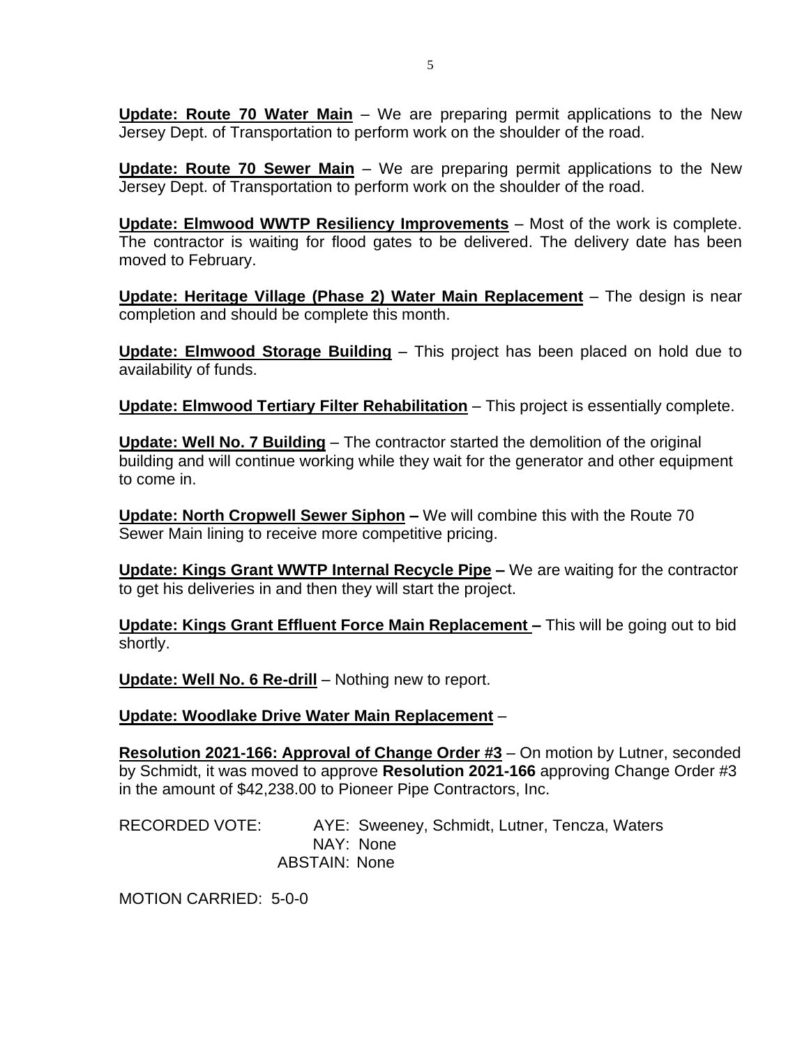**Update: Route 70 Water Main** – We are preparing permit applications to the New Jersey Dept. of Transportation to perform work on the shoulder of the road.

**Update: Route 70 Sewer Main** – We are preparing permit applications to the New Jersey Dept. of Transportation to perform work on the shoulder of the road.

**Update: Elmwood WWTP Resiliency Improvements** – Most of the work is complete. The contractor is waiting for flood gates to be delivered. The delivery date has been moved to February.

**Update: Heritage Village (Phase 2) Water Main Replacement** – The design is near completion and should be complete this month.

**Update: Elmwood Storage Building** – This project has been placed on hold due to availability of funds.

**Update: Elmwood Tertiary Filter Rehabilitation** – This project is essentially complete.

**Update: Well No. 7 Building** – The contractor started the demolition of the original building and will continue working while they wait for the generator and other equipment to come in.

**Update: North Cropwell Sewer Siphon –** We will combine this with the Route 70 Sewer Main lining to receive more competitive pricing.

**Update: Kings Grant WWTP Internal Recycle Pipe –** We are waiting for the contractor to get his deliveries in and then they will start the project.

**Update: Kings Grant Effluent Force Main Replacement –** This will be going out to bid shortly.

**Update: Well No. 6 Re-drill** – Nothing new to report.

**Update: Woodlake Drive Water Main Replacement** –

**Resolution 2021-166: Approval of Change Order #3** – On motion by Lutner, seconded by Schmidt, it was moved to approve **Resolution 2021-166** approving Change Order #3 in the amount of $42,238.00 to Pioneer Pipe Contractors, Inc.

RECORDED VOTE: AYE: Sweeney, Schmidt, Lutner, Tencza, Waters
NAY: None
ABSTAIN: None

MOTION CARRIED: 5-0-0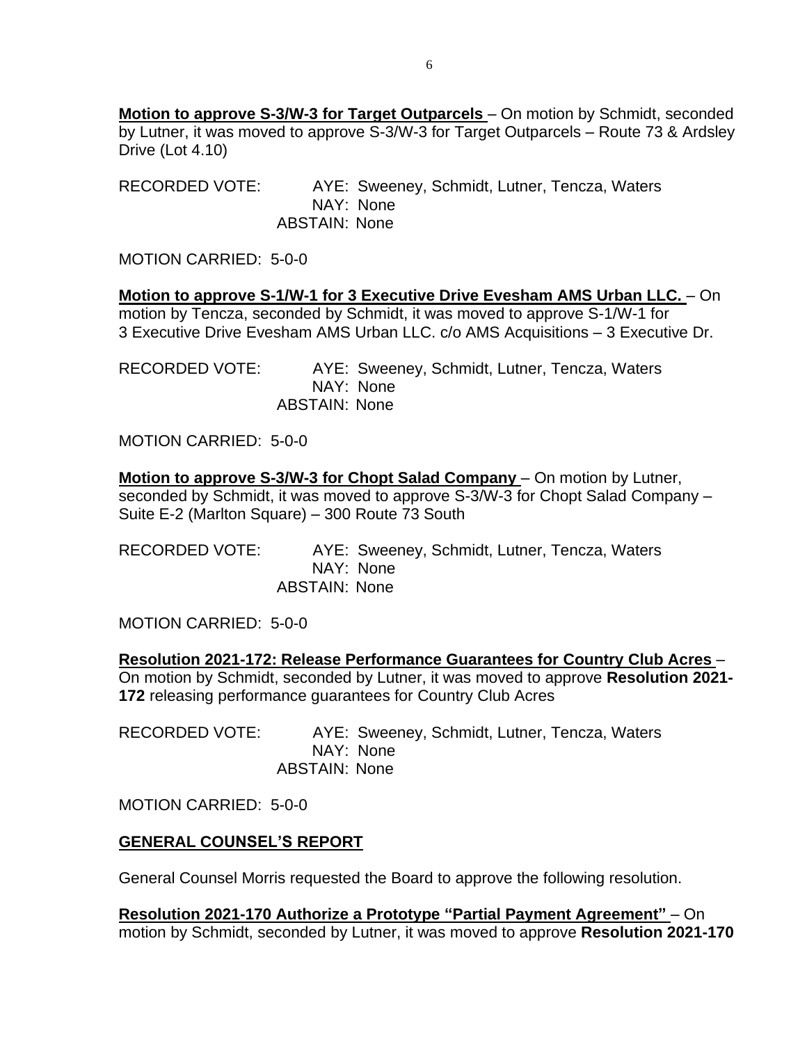**Motion to approve S-3/W-3 for Target Outparcels** – On motion by Schmidt, seconded by Lutner, it was moved to approve S-3/W-3 for Target Outparcels – Route 73 & Ardsley Drive (Lot 4.10)

RECORDED VOTE: AYE: Sweeney, Schmidt, Lutner, Tencza, Waters
NAY: None
ABSTAIN: None

MOTION CARRIED: 5-0-0

**Motion to approve S-1/W-1 for 3 Executive Drive Evesham AMS Urban LLC.** – On motion by Tencza, seconded by Schmidt, it was moved to approve S-1/W-1 for 3 Executive Drive Evesham AMS Urban LLC. c/o AMS Acquisitions – 3 Executive Dr.

RECORDED VOTE: AYE: Sweeney, Schmidt, Lutner, Tencza, Waters
NAY: None
ABSTAIN: None

MOTION CARRIED: 5-0-0

**Motion to approve S-3/W-3 for Chopt Salad Company** – On motion by Lutner, seconded by Schmidt, it was moved to approve S-3/W-3 for Chopt Salad Company – Suite E-2 (Marlton Square) – 300 Route 73 South

RECORDED VOTE: AYE: Sweeney, Schmidt, Lutner, Tencza, Waters
NAY: None
ABSTAIN: None

MOTION CARRIED: 5-0-0

**Resolution 2021-172: Release Performance Guarantees for Country Club Acres** – On motion by Schmidt, seconded by Lutner, it was moved to approve **Resolution 2021-172** releasing performance guarantees for Country Club Acres

RECORDED VOTE: AYE: Sweeney, Schmidt, Lutner, Tencza, Waters
NAY: None
ABSTAIN: None

MOTION CARRIED: 5-0-0

## GENERAL COUNSEL'S REPORT

General Counsel Morris requested the Board to approve the following resolution.

**Resolution 2021-170 Authorize a Prototype "Partial Payment Agreement"** – On motion by Schmidt, seconded by Lutner, it was moved to approve **Resolution 2021-170**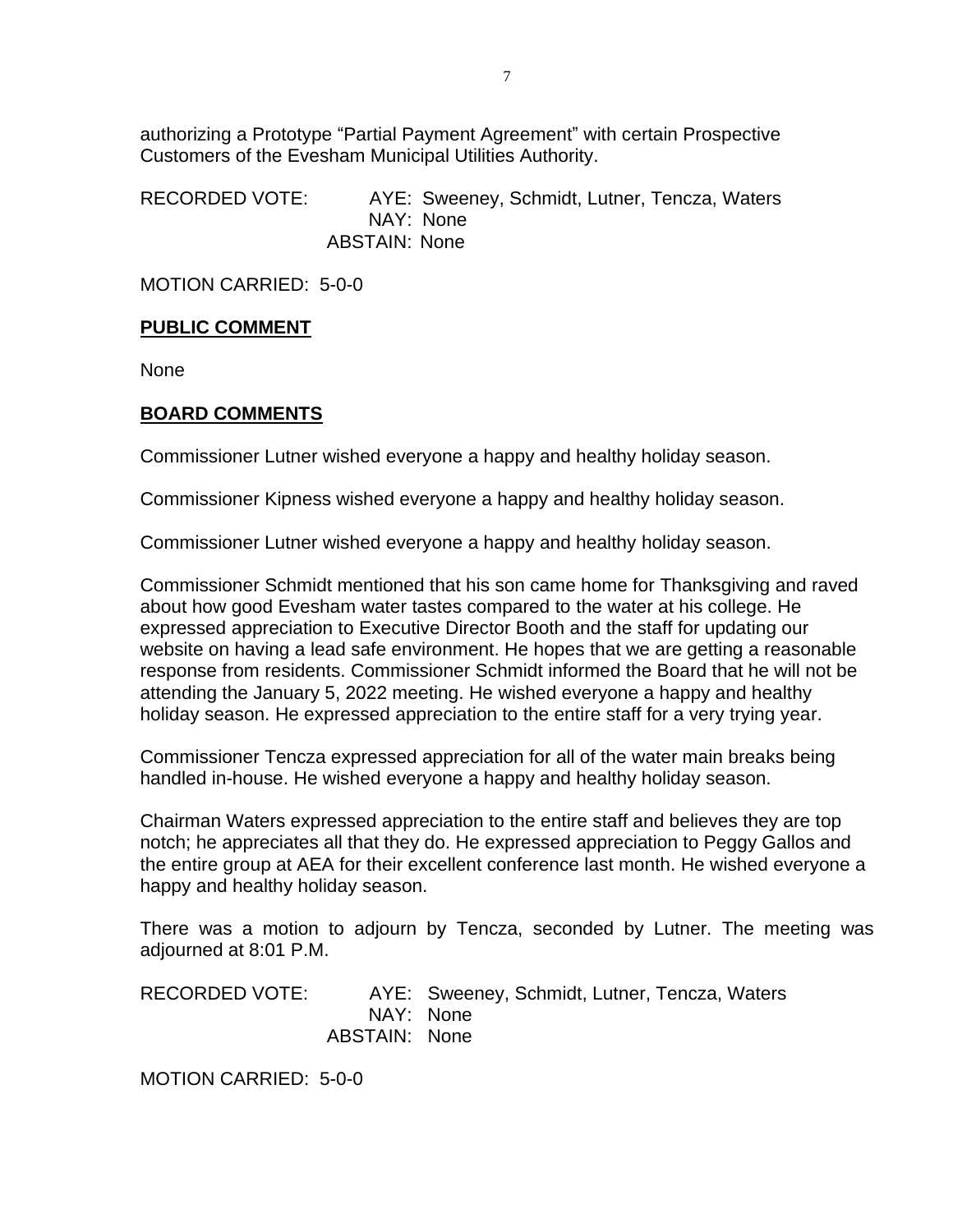authorizing a Prototype "Partial Payment Agreement" with certain Prospective Customers of the Evesham Municipal Utilities Authority.

RECORDED VOTE: AYE: Sweeney, Schmidt, Lutner, Tencza, Waters
NAY: None
ABSTAIN: None

MOTION CARRIED: 5-0-0

**PUBLIC COMMENT**

None

**BOARD COMMENTS**

Commissioner Lutner wished everyone a happy and healthy holiday season.

Commissioner Kipness wished everyone a happy and healthy holiday season.

Commissioner Lutner wished everyone a happy and healthy holiday season.

Commissioner Schmidt mentioned that his son came home for Thanksgiving and raved about how good Evesham water tastes compared to the water at his college. He expressed appreciation to Executive Director Booth and the staff for updating our website on having a lead safe environment. He hopes that we are getting a reasonable response from residents. Commissioner Schmidt informed the Board that he will not be attending the January 5, 2022 meeting. He wished everyone a happy and healthy holiday season. He expressed appreciation to the entire staff for a very trying year.

Commissioner Tencza expressed appreciation for all of the water main breaks being handled in-house. He wished everyone a happy and healthy holiday season.

Chairman Waters expressed appreciation to the entire staff and believes they are top notch; he appreciates all that they do. He expressed appreciation to Peggy Gallos and the entire group at AEA for their excellent conference last month. He wished everyone a happy and healthy holiday season.

There was a motion to adjourn by Tencza, seconded by Lutner. The meeting was adjourned at 8:01 P.M.

RECORDED VOTE: AYE: Sweeney, Schmidt, Lutner, Tencza, Waters
NAY: None
ABSTAIN: None

MOTION CARRIED: 5-0-0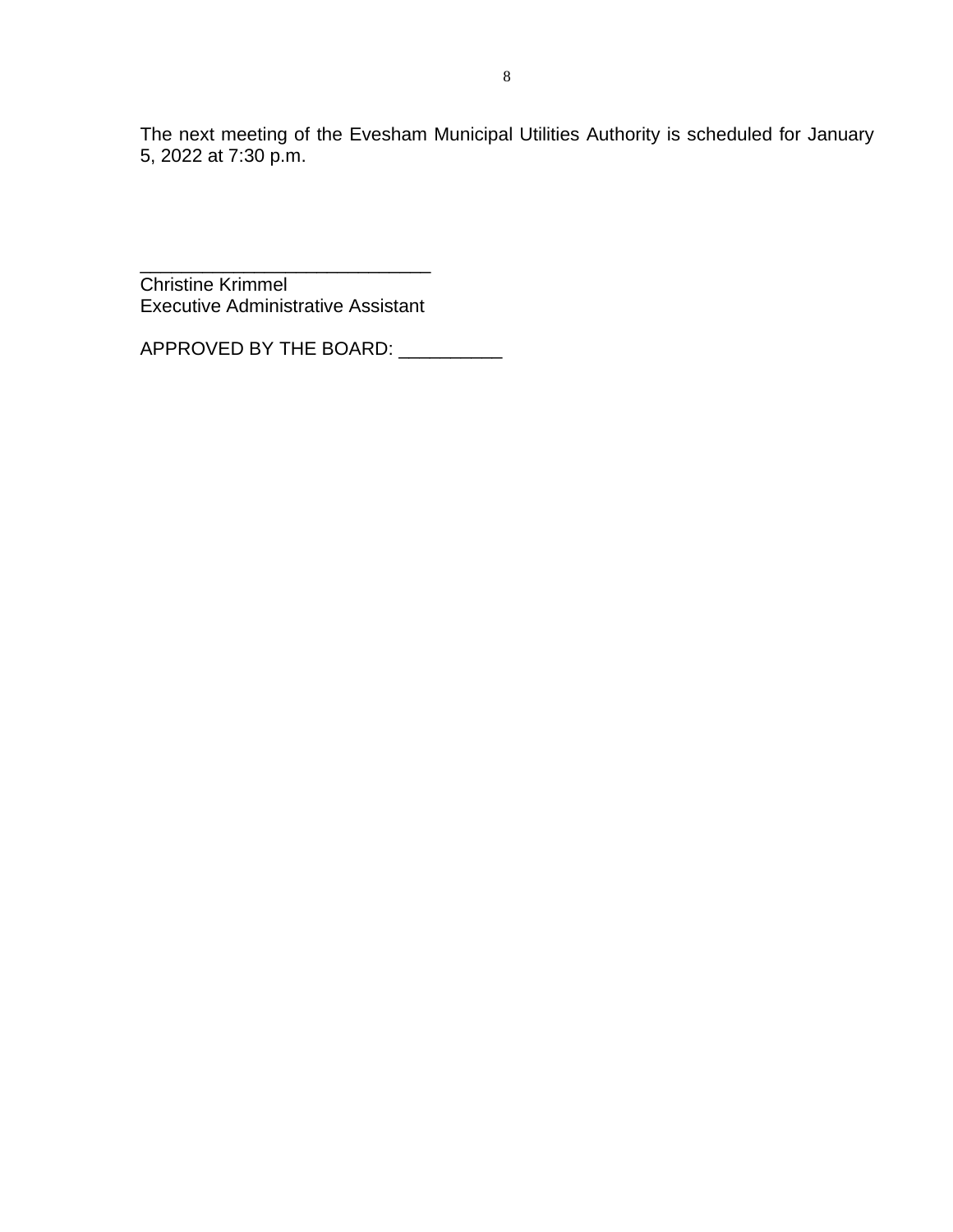The next meeting of the Evesham Municipal Utilities Authority is scheduled for January 5, 2022 at 7:30 p.m.

_____________________________
Christine Krimmel
Executive Administrative Assistant

APPROVED BY THE BOARD: __________